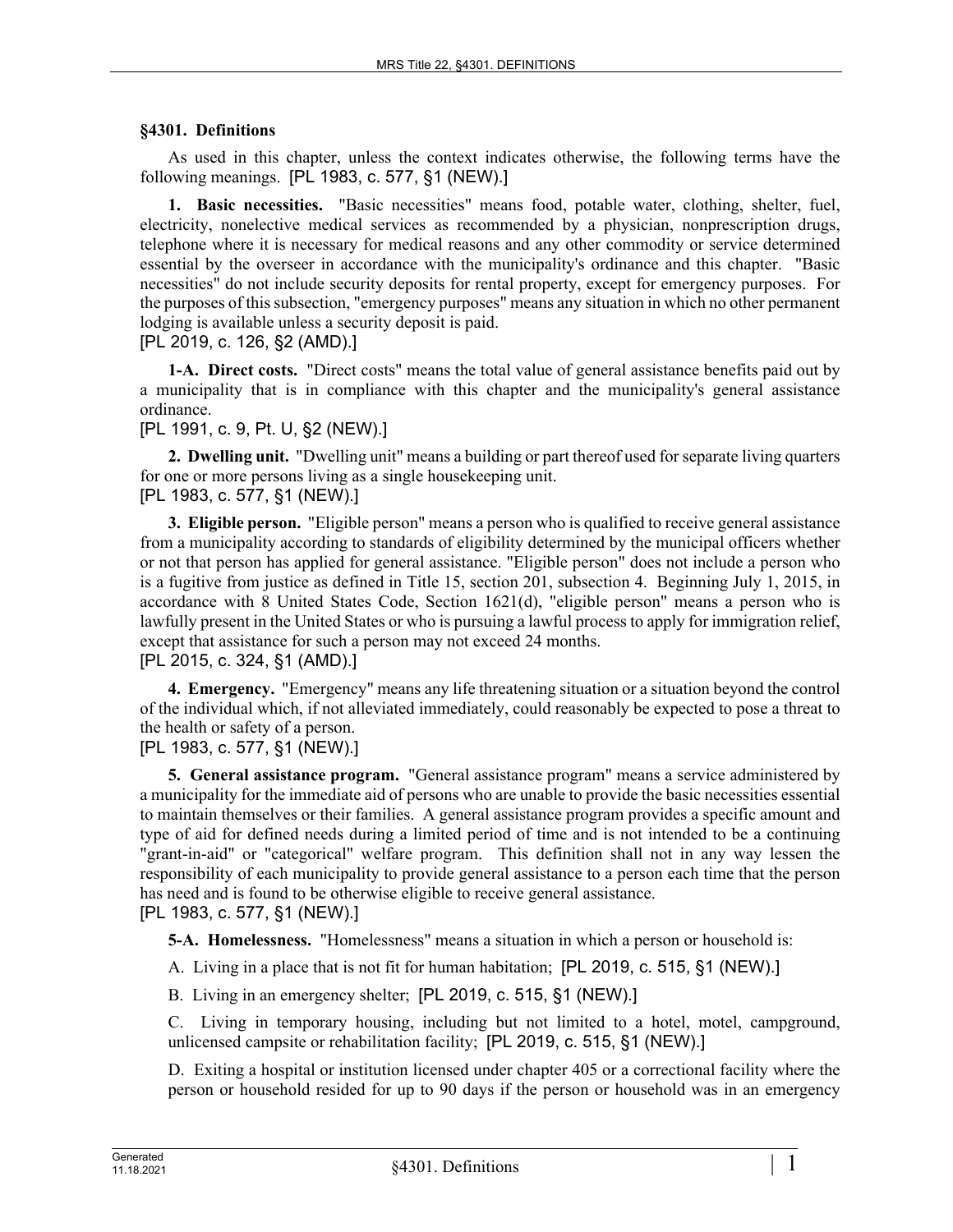### §4301. Definitions

As used in this chapter, unless the context indicates otherwise, the following terms have the following meanings. [PL 1983, c. 577, §1 (NEW).]

**1. Basic necessities.** "Basic necessities" means food, potable water, clothing, shelter, fuel, electricity, nonelective medical services as recommended by a physician, nonprescription drugs, telephone where it is necessary for medical reasons and any other commodity or service determined essential by the overseer in accordance with the municipality's ordinance and this chapter. "Basic necessities" do not include security deposits for rental property, except for emergency purposes. For the purposes of this subsection, "emergency purposes" means any situation in which no other permanent lodging is available unless a security deposit is paid.

[PL 2019, c. 126, §2 (AMD).]

**1-A. Direct costs.** "Direct costs" means the total value of general assistance benefits paid out by a municipality that is in compliance with this chapter and the municipality's general assistance ordinance.

[PL 1991, c. 9, Pt. U, §2 (NEW).]

**2. Dwelling unit.** "Dwelling unit" means a building or part thereof used for separate living quarters for one or more persons living as a single housekeeping unit.

[PL 1983, c. 577, §1 (NEW).]

**3. Eligible person.** "Eligible person" means a person who is qualified to receive general assistance from a municipality according to standards of eligibility determined by the municipal officers whether or not that person has applied for general assistance. "Eligible person" does not include a person who is a fugitive from justice as defined in Title 15, section 201, subsection 4. Beginning July 1, 2015, in accordance with 8 United States Code, Section 1621(d), "eligible person" means a person who is lawfully present in the United States or who is pursuing a lawful process to apply for immigration relief, except that assistance for such a person may not exceed 24 months.

[PL 2015, c. 324, §1 (AMD).]

**4. Emergency.** "Emergency" means any life threatening situation or a situation beyond the control of the individual which, if not alleviated immediately, could reasonably be expected to pose a threat to the health or safety of a person.

[PL 1983, c. 577, §1 (NEW).]

**5. General assistance program.** "General assistance program" means a service administered by a municipality for the immediate aid of persons who are unable to provide the basic necessities essential to maintain themselves or their families. A general assistance program provides a specific amount and type of aid for defined needs during a limited period of time and is not intended to be a continuing "grant-in-aid" or "categorical" welfare program. This definition shall not in any way lessen the responsibility of each municipality to provide general assistance to a person each time that the person has need and is found to be otherwise eligible to receive general assistance.

[PL 1983, c. 577, §1 (NEW).]

**5-A. Homelessness.** "Homelessness" means a situation in which a person or household is:

A. Living in a place that is not fit for human habitation; [PL 2019, c. 515, §1 (NEW).]

B. Living in an emergency shelter; [PL 2019, c. 515, §1 (NEW).]

C. Living in temporary housing, including but not limited to a hotel, motel, campground, unlicensed campsite or rehabilitation facility; [PL 2019, c. 515, §1 (NEW).]

D. Exiting a hospital or institution licensed under chapter 405 or a correctional facility where the person or household resided for up to 90 days if the person or household was in an emergency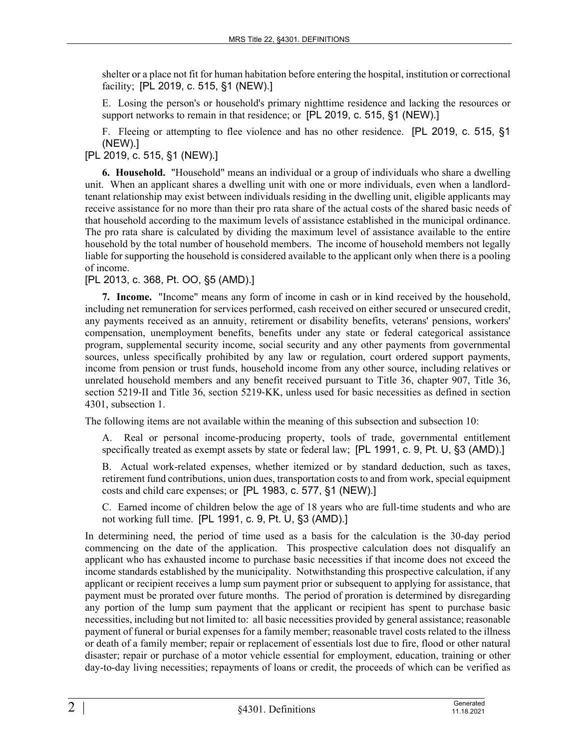shelter or a place not fit for human habitation before entering the hospital, institution or correctional facility; [PL 2019, c. 515, §1 (NEW).]

E. Losing the person's or household's primary nighttime residence and lacking the resources or support networks to remain in that residence; or [PL 2019, c. 515, §1 (NEW).]

F. Fleeing or attempting to flee violence and has no other residence. [PL 2019, c. 515, §1 (NEW).]

[PL 2019, c. 515, §1 (NEW).]

**6. Household.** "Household" means an individual or a group of individuals who share a dwelling unit. When an applicant shares a dwelling unit with one or more individuals, even when a landlord-tenant relationship may exist between individuals residing in the dwelling unit, eligible applicants may receive assistance for no more than their pro rata share of the actual costs of the shared basic needs of that household according to the maximum levels of assistance established in the municipal ordinance. The pro rata share is calculated by dividing the maximum level of assistance available to the entire household by the total number of household members. The income of household members not legally liable for supporting the household is considered available to the applicant only when there is a pooling of income.

[PL 2013, c. 368, Pt. OO, §5 (AMD).]

**7. Income.** "Income" means any form of income in cash or in kind received by the household, including net remuneration for services performed, cash received on either secured or unsecured credit, any payments received as an annuity, retirement or disability benefits, veterans' pensions, workers' compensation, unemployment benefits, benefits under any state or federal categorical assistance program, supplemental security income, social security and any other payments from governmental sources, unless specifically prohibited by any law or regulation, court ordered support payments, income from pension or trust funds, household income from any other source, including relatives or unrelated household members and any benefit received pursuant to Title 36, chapter 907, Title 36, section 5219-II and Title 36, section 5219-KK, unless used for basic necessities as defined in section 4301, subsection 1.

The following items are not available within the meaning of this subsection and subsection 10:

A. Real or personal income-producing property, tools of trade, governmental entitlement specifically treated as exempt assets by state or federal law; [PL 1991, c. 9, Pt. U, §3 (AMD).]

B. Actual work-related expenses, whether itemized or by standard deduction, such as taxes, retirement fund contributions, union dues, transportation costs to and from work, special equipment costs and child care expenses; or [PL 1983, c. 577, §1 (NEW).]

C. Earned income of children below the age of 18 years who are full-time students and who are not working full time. [PL 1991, c. 9, Pt. U, §3 (AMD).]

In determining need, the period of time used as a basis for the calculation is the 30-day period commencing on the date of the application. This prospective calculation does not disqualify an applicant who has exhausted income to purchase basic necessities if that income does not exceed the income standards established by the municipality. Notwithstanding this prospective calculation, if any applicant or recipient receives a lump sum payment prior or subsequent to applying for assistance, that payment must be prorated over future months. The period of proration is determined by disregarding any portion of the lump sum payment that the applicant or recipient has spent to purchase basic necessities, including but not limited to: all basic necessities provided by general assistance; reasonable payment of funeral or burial expenses for a family member; reasonable travel costs related to the illness or death of a family member; repair or replacement of essentials lost due to fire, flood or other natural disaster; repair or purchase of a motor vehicle essential for employment, education, training or other day-to-day living necessities; repayments of loans or credit, the proceeds of which can be verified as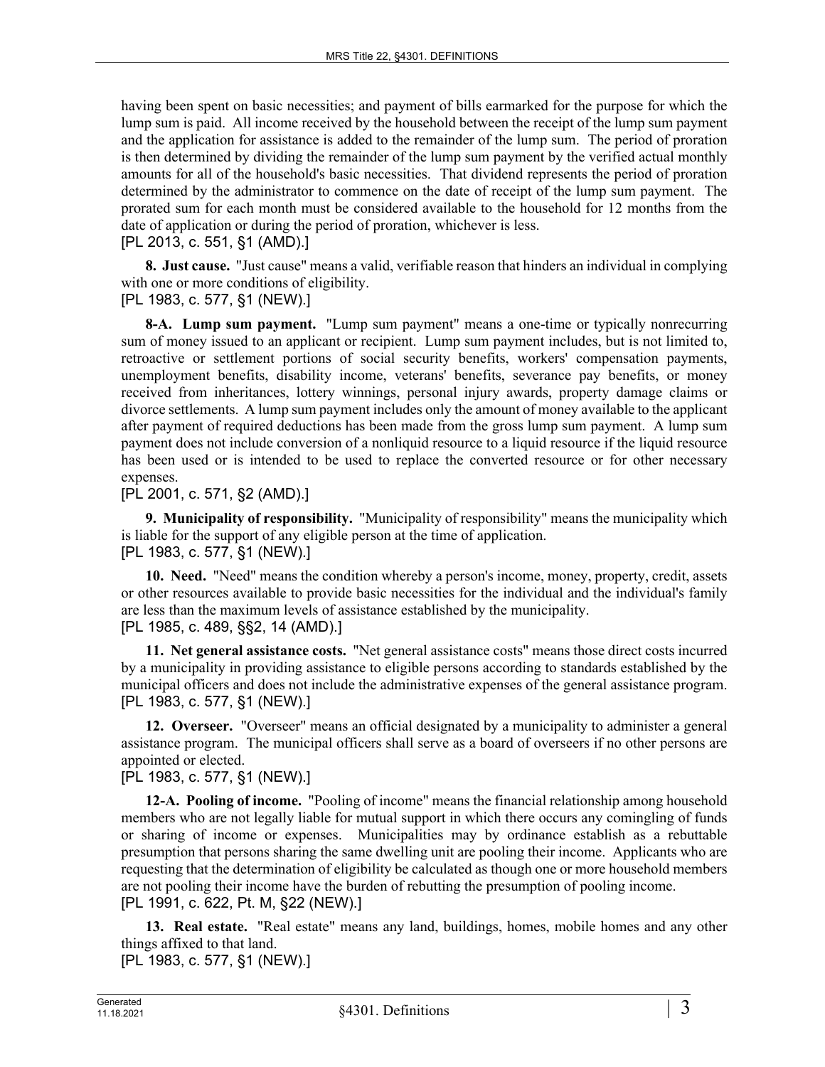having been spent on basic necessities; and payment of bills earmarked for the purpose for which the lump sum is paid. All income received by the household between the receipt of the lump sum payment and the application for assistance is added to the remainder of the lump sum. The period of proration is then determined by dividing the remainder of the lump sum payment by the verified actual monthly amounts for all of the household's basic necessities. That dividend represents the period of proration determined by the administrator to commence on the date of receipt of the lump sum payment. The prorated sum for each month must be considered available to the household for 12 months from the date of application or during the period of proration, whichever is less.

[PL 2013, c. 551, §1 (AMD).]

**8. Just cause.** "Just cause" means a valid, verifiable reason that hinders an individual in complying with one or more conditions of eligibility.

[PL 1983, c. 577, §1 (NEW).]

**8-A. Lump sum payment.** "Lump sum payment" means a one-time or typically nonrecurring sum of money issued to an applicant or recipient. Lump sum payment includes, but is not limited to, retroactive or settlement portions of social security benefits, workers' compensation payments, unemployment benefits, disability income, veterans' benefits, severance pay benefits, or money received from inheritances, lottery winnings, personal injury awards, property damage claims or divorce settlements. A lump sum payment includes only the amount of money available to the applicant after payment of required deductions has been made from the gross lump sum payment. A lump sum payment does not include conversion of a nonliquid resource to a liquid resource if the liquid resource has been used or is intended to be used to replace the converted resource or for other necessary expenses.

[PL 2001, c. 571, §2 (AMD).]

**9. Municipality of responsibility.** "Municipality of responsibility" means the municipality which is liable for the support of any eligible person at the time of application.

[PL 1983, c. 577, §1 (NEW).]

**10. Need.** "Need" means the condition whereby a person's income, money, property, credit, assets or other resources available to provide basic necessities for the individual and the individual's family are less than the maximum levels of assistance established by the municipality.

[PL 1985, c. 489, §§2, 14 (AMD).]

**11. Net general assistance costs.** "Net general assistance costs" means those direct costs incurred by a municipality in providing assistance to eligible persons according to standards established by the municipal officers and does not include the administrative expenses of the general assistance program.

[PL 1983, c. 577, §1 (NEW).]

**12. Overseer.** "Overseer" means an official designated by a municipality to administer a general assistance program. The municipal officers shall serve as a board of overseers if no other persons are appointed or elected.

[PL 1983, c. 577, §1 (NEW).]

**12-A. Pooling of income.** "Pooling of income" means the financial relationship among household members who are not legally liable for mutual support in which there occurs any comingling of funds or sharing of income or expenses. Municipalities may by ordinance establish as a rebuttable presumption that persons sharing the same dwelling unit are pooling their income. Applicants who are requesting that the determination of eligibility be calculated as though one or more household members are not pooling their income have the burden of rebutting the presumption of pooling income.

[PL 1991, c. 622, Pt. M, §22 (NEW).]

**13. Real estate.** "Real estate" means any land, buildings, homes, mobile homes and any other things affixed to that land.

[PL 1983, c. 577, §1 (NEW).]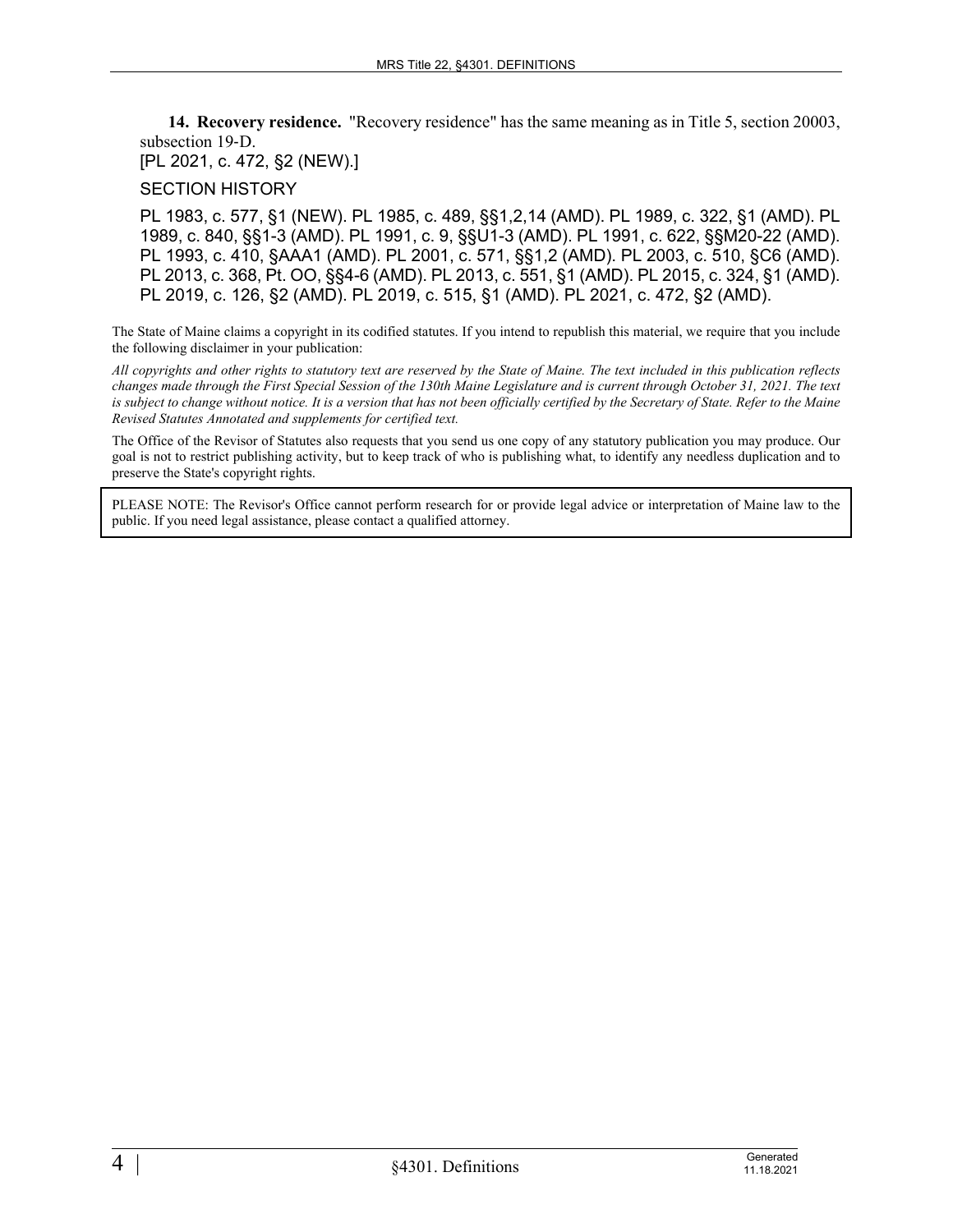**14. Recovery residence.** "Recovery residence" has the same meaning as in Title 5, section 20003, subsection 19-D.

[PL 2021, c. 472, §2 (NEW).]

SECTION HISTORY

PL 1983, c. 577, §1 (NEW). PL 1985, c. 489, §§1,2,14 (AMD). PL 1989, c. 322, §1 (AMD). PL 1989, c. 840, §§1-3 (AMD). PL 1991, c. 9, §§U1-3 (AMD). PL 1991, c. 622, §§M20-22 (AMD). PL 1993, c. 410, §AAA1 (AMD). PL 2001, c. 571, §§1,2 (AMD). PL 2003, c. 510, §C6 (AMD). PL 2013, c. 368, Pt. OO, §§4-6 (AMD). PL 2013, c. 551, §1 (AMD). PL 2015, c. 324, §1 (AMD). PL 2019, c. 126, §2 (AMD). PL 2019, c. 515, §1 (AMD). PL 2021, c. 472, §2 (AMD).

The State of Maine claims a copyright in its codified statutes. If you intend to republish this material, we require that you include the following disclaimer in your publication:

*All copyrights and other rights to statutory text are reserved by the State of Maine. The text included in this publication reflects changes made through the First Special Session of the 130th Maine Legislature and is current through October 31, 2021. The text is subject to change without notice. It is a version that has not been officially certified by the Secretary of State. Refer to the Maine Revised Statutes Annotated and supplements for certified text.*

The Office of the Revisor of Statutes also requests that you send us one copy of any statutory publication you may produce. Our goal is not to restrict publishing activity, but to keep track of who is publishing what, to identify any needless duplication and to preserve the State's copyright rights.

PLEASE NOTE: The Revisor's Office cannot perform research for or provide legal advice or interpretation of Maine law to the public. If you need legal assistance, please contact a qualified attorney.